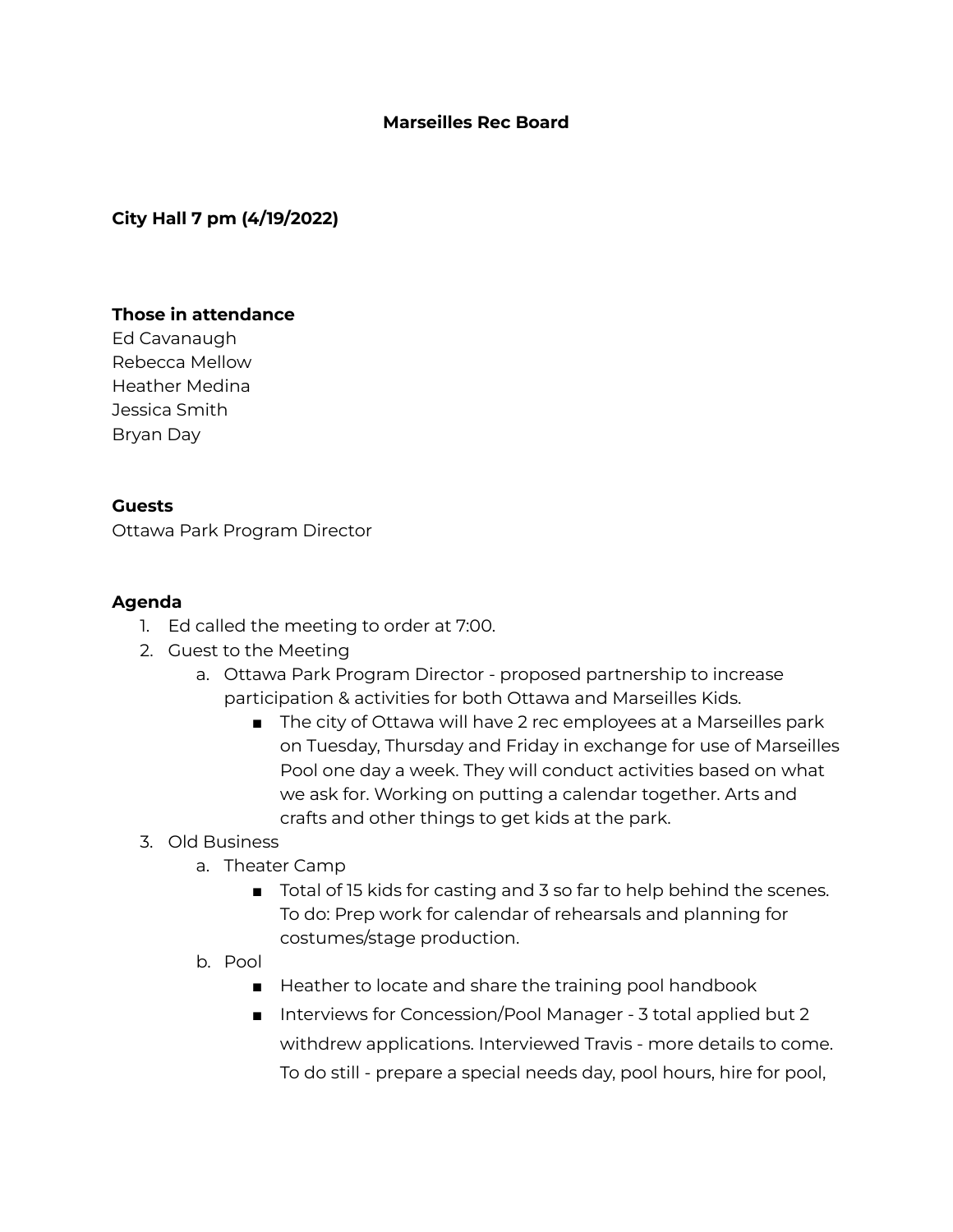# Marseilles Rec Board

**City Hall 7 pm (4/19/2022)**

**Those in attendance**

Ed Cavanaugh
Rebecca Mellow
Heather Medina
Jessica Smith
Bryan Day

**Guests**

Ottawa Park Program Director

**Agenda**

1. Ed called the meeting to order at 7:00.
2. Guest to the Meeting
   a. Ottawa Park Program Director - proposed partnership to increase participation & activities for both Ottawa and Marseilles Kids.
      - The city of Ottawa will have 2 rec employees at a Marseilles park on Tuesday, Thursday and Friday in exchange for use of Marseilles Pool one day a week. They will conduct activities based on what we ask for. Working on putting a calendar together. Arts and crafts and other things to get kids at the park.
3. Old Business
   a. Theater Camp
      - Total of 15 kids for casting and 3 so far to help behind the scenes. To do: Prep work for calendar of rehearsals and planning for costumes/stage production.
   b. Pool
      - Heather to locate and share the training pool handbook
      - Interviews for Concession/Pool Manager - 3 total applied but 2 withdrew applications. Interviewed Travis - more details to come. To do still - prepare a special needs day, pool hours, hire for pool,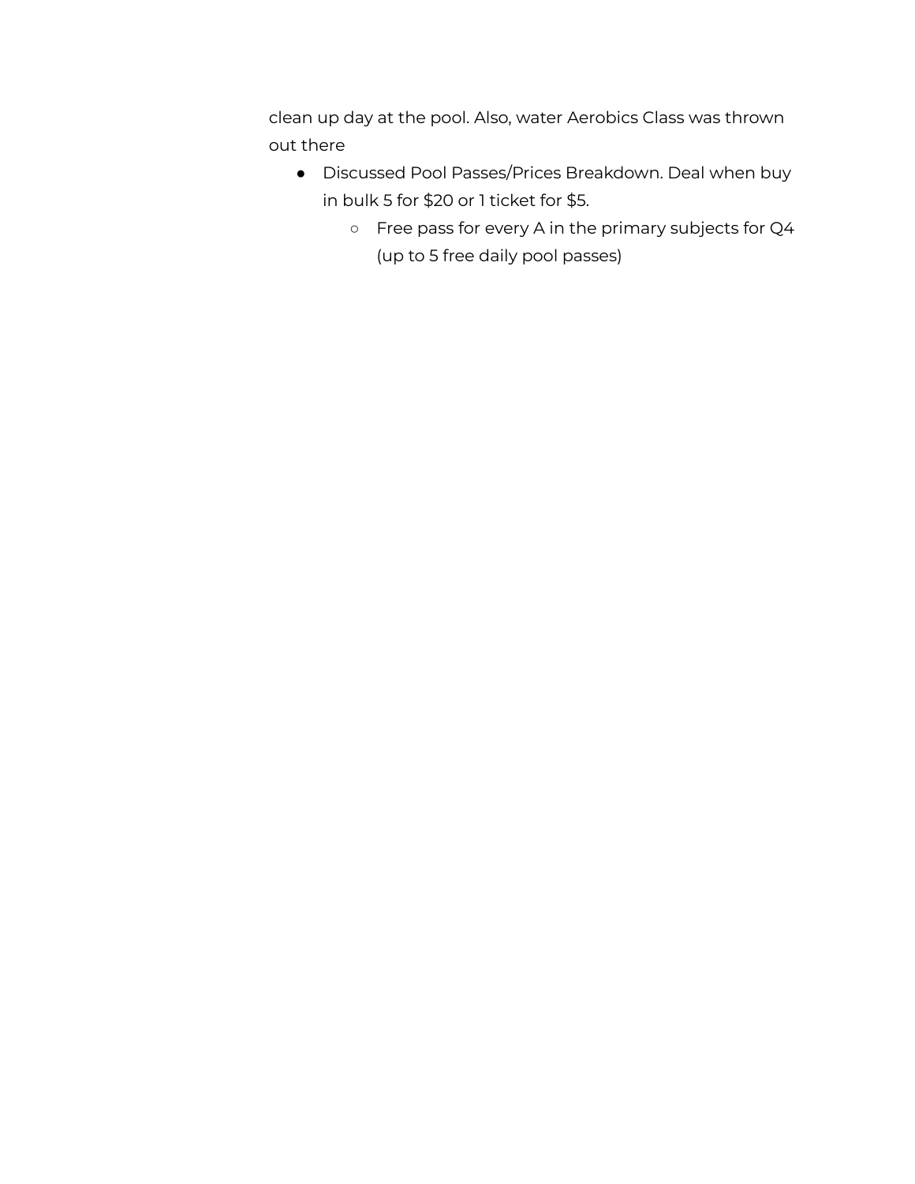clean up day at the pool. Also, water Aerobics Class was thrown out there

- Discussed Pool Passes/Prices Breakdown. Deal when buy in bulk 5 for $20 or 1 ticket for $5.
    - Free pass for every A in the primary subjects for Q4 (up to 5 free daily pool passes)